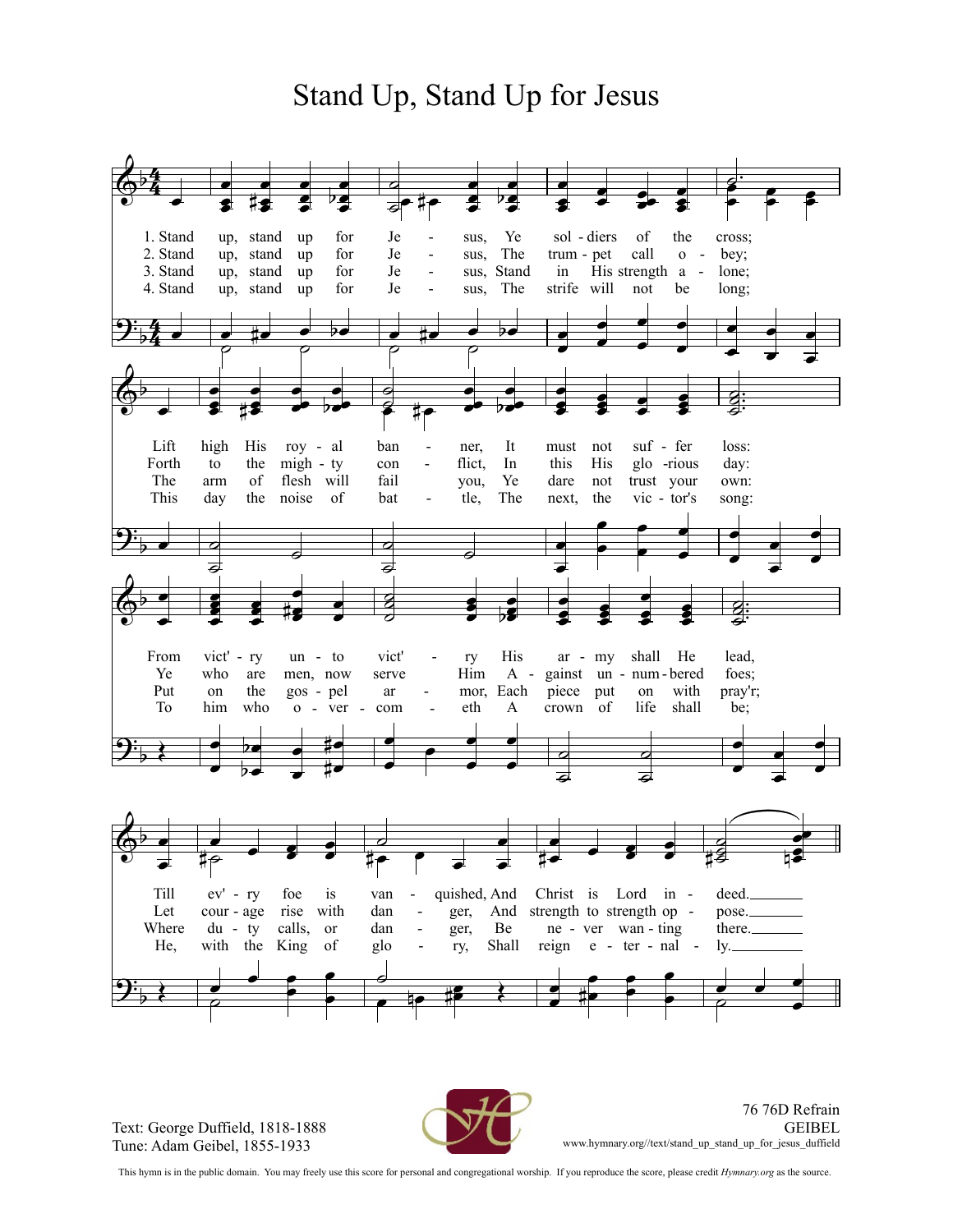# Stand Up, Stand Up for Jesus

1. Stand up, stand up for Jesus, Ye soldiers of the cross;
Lift high His royal banner, It must not suffer loss:
From vict'ry unto vict'ry His army shall He lead,
Till ev'ry foe is vanquished, And Christ is Lord indeed.

2. Stand up, stand up for Jesus, The trumpet call obey;
Forth to the mighty conflict, In this His glorious day;
Ye who are men, now serve Him Against unnumbered foes;
Let courage rise with danger, And strength to strength oppose.

3. Stand up, stand up for Jesus, Stand in His strength alone;
The arm of flesh will fail you, Ye dare not trust your own:
Put on the gospel armor, Each piece put on with pray'r;
Where duty calls, or danger, Be never wanting there.

4. Stand up, stand up for Jesus, The strife will not be long;
This day the noise of battle, The next, the victor's song:
To him who overcometh A crown of life shall be;
He, with the King of glory, Shall reign eternally.

Text: George Duffield, 1818-1888
Tune: Adam Geibel, 1855-1933

76 76D Refrain
GEIBEL
www.hymnary.org//text/stand_up_stand_up_for_jesus_duffield

This hymn is in the public domain. You may freely use this score for personal and congregational worship. If you reproduce the score, please credit *Hymnary.org* as the source.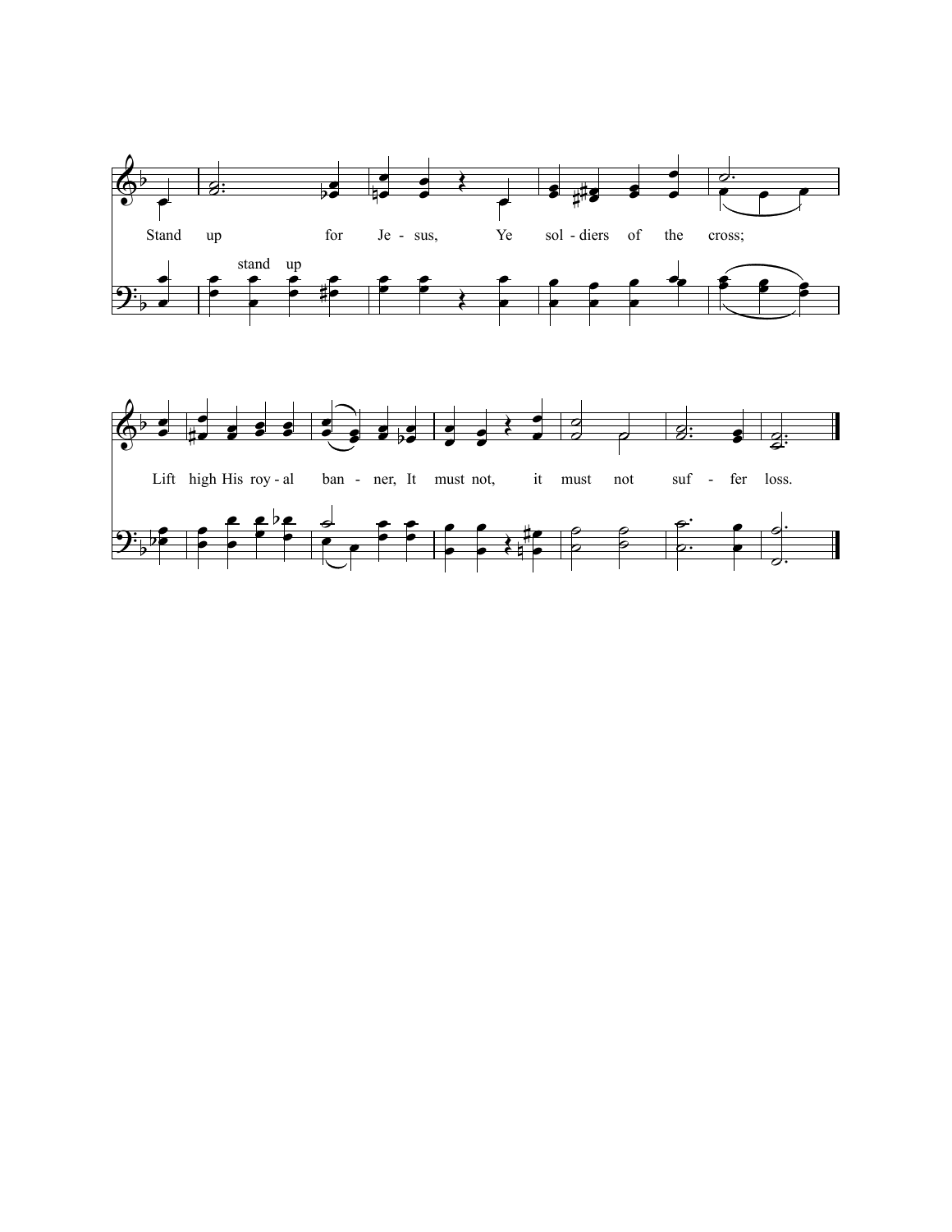Stand up for Je - sus, Ye sol - diers of the cross;

stand up

Lift high His roy - al ban - ner, It must not, it must not suf - fer loss.